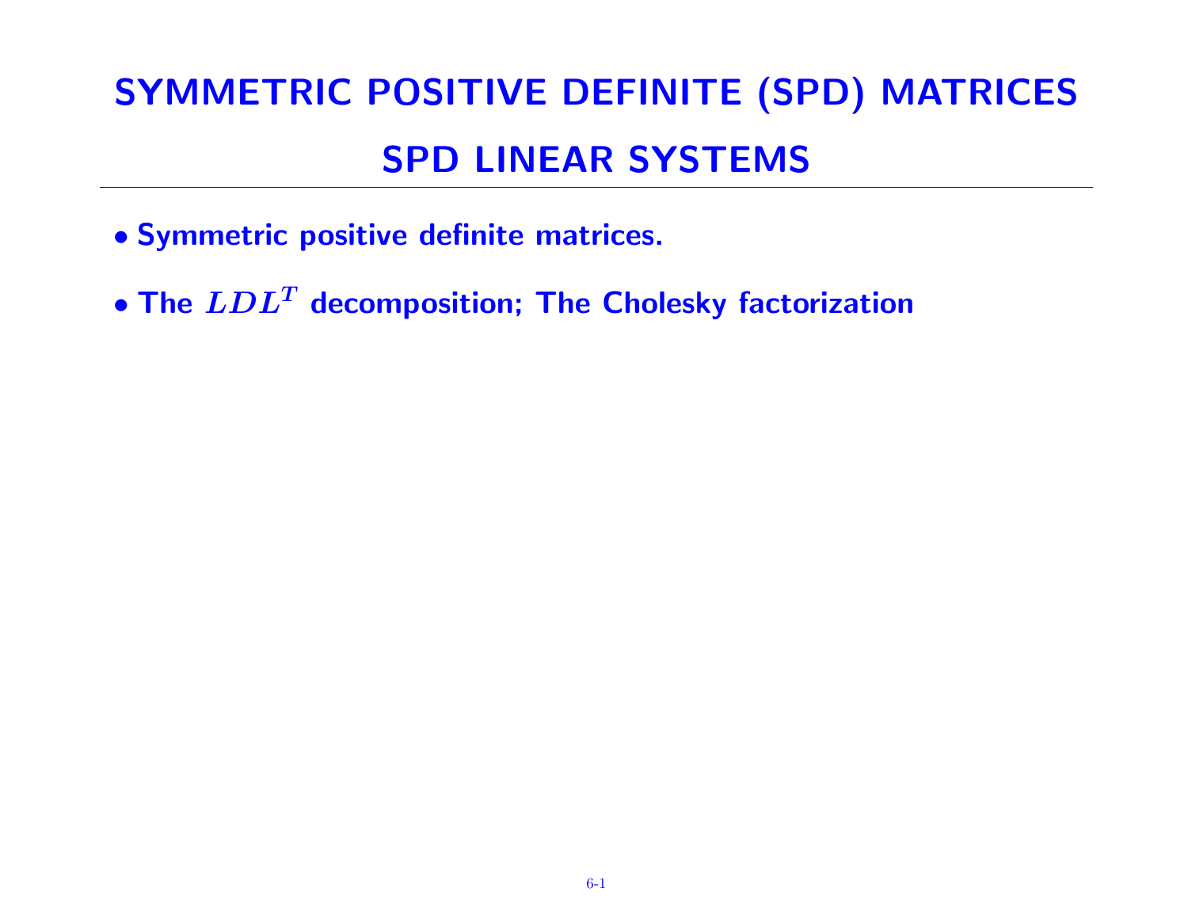# SYMMETRIC POSITIVE DEFINITE (SPD) MATRICES

# SPD LINEAR SYSTEMS

- **Symmetric positive definite matrices.**
- **The $LDL^T$ decomposition; The Cholesky factorization**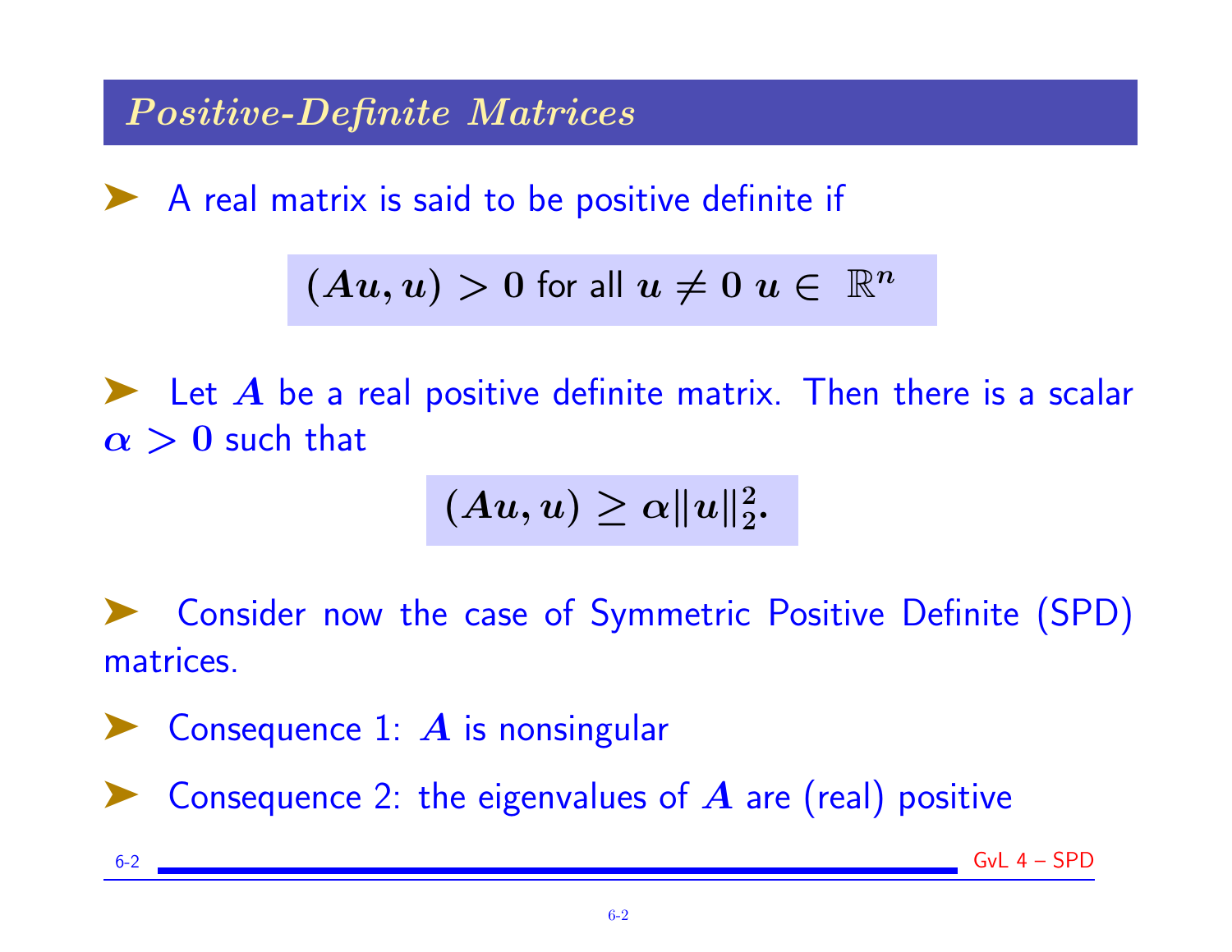## *Positive-Definite Matrices*

- A real matrix is said to be positive definite if

$$(Au, u) > 0 \text{ for all } u \neq 0 \ u \in \mathbb{R}^n$$

- Let $A$ be a real positive definite matrix. Then there is a scalar $\alpha > 0$ such that

$$(Au, u) \geq \alpha \|u\|_2^2.$$

- Consider now the case of Symmetric Positive Definite (SPD) matrices.

- Consequence 1: $A$ is nonsingular

- Consequence 2: the eigenvalues of $A$ are (real) positive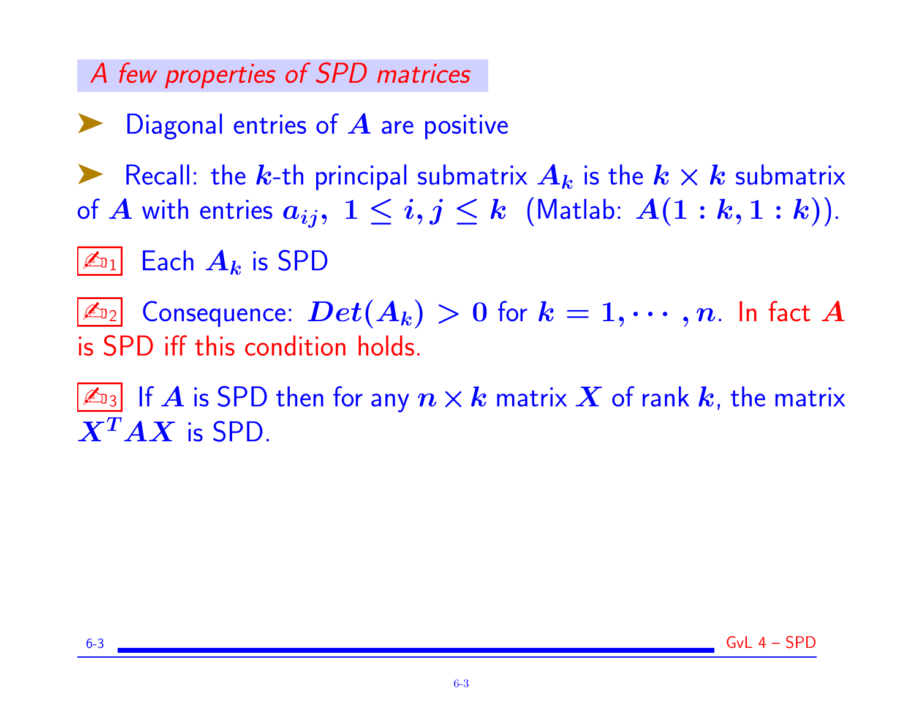## A few properties of SPD matrices

- Diagonal entries of $A$ are positive
- Recall: the $k$-th principal submatrix $A_k$ is the $k \times k$ submatrix of $A$ with entries $a_{ij}$, $1 \le i, j \le k$ (Matlab: $A(1:k, 1:k)$).

✍1 Each $A_k$ is SPD

✍2 Consequence: $Det(A_k) > 0$ for $k = 1, \cdots, n$. In fact $A$ is SPD iff this condition holds.

✍3 If $A$ is SPD then for any $n \times k$ matrix $X$ of rank $k$, the matrix $X^T A X$ is SPD.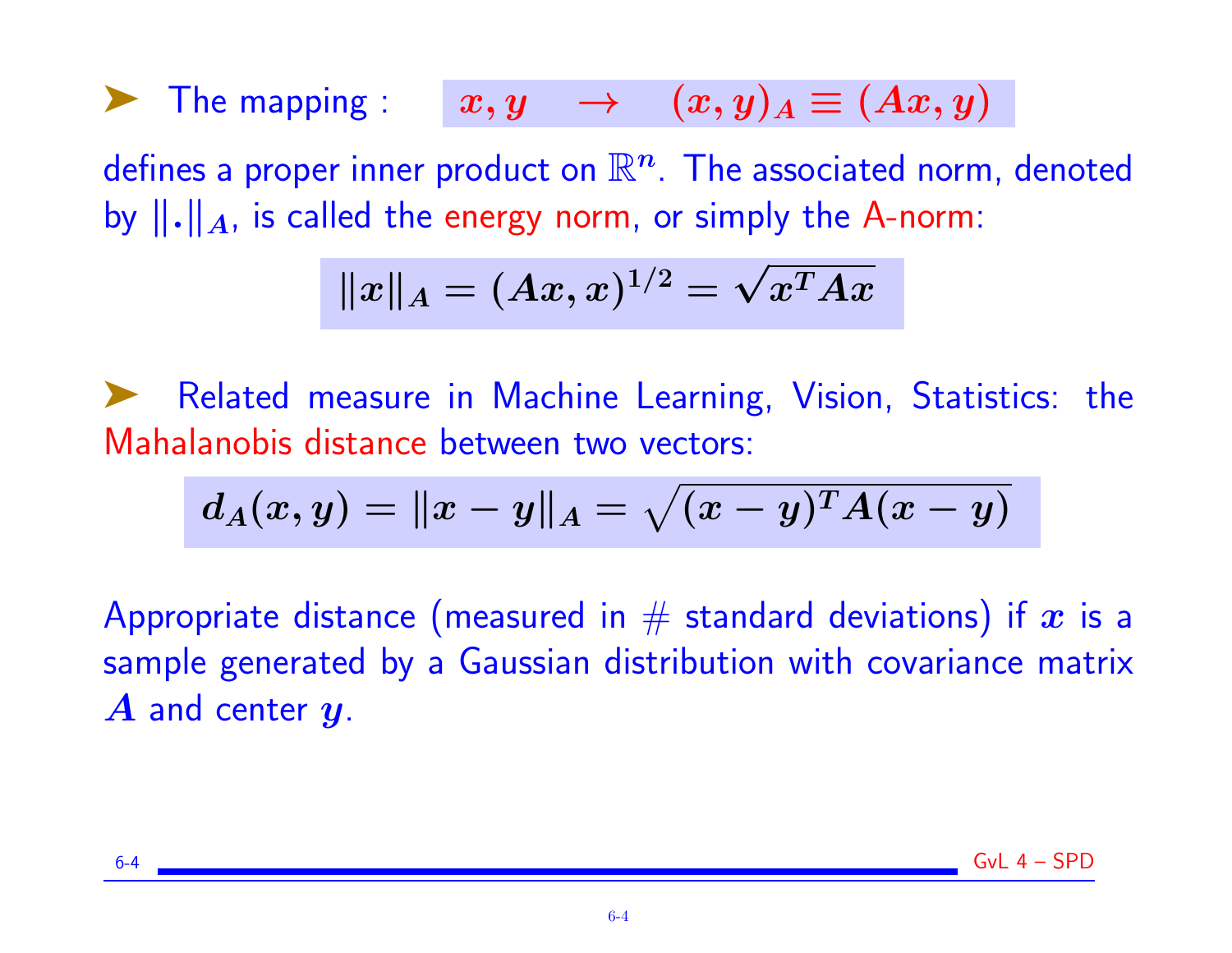➤ The mapping : $x, y \quad \rightarrow \quad (x, y)_A \equiv (Ax, y)$

defines a proper inner product on $\mathbb{R}^n$. The associated norm, denoted by $\|.\|_A$, is called the energy norm, or simply the A-norm:

$$\|x\|_A = (Ax, x)^{1/2} = \sqrt{x^T A x}$$

➤ Related measure in Machine Learning, Vision, Statistics: the Mahalanobis distance between two vectors:

$$d_A(x, y) = \|x - y\|_A = \sqrt{(x - y)^T A (x - y)}$$

Appropriate distance (measured in # standard deviations) if $x$ is a sample generated by a Gaussian distribution with covariance matrix $A$ and center $y$.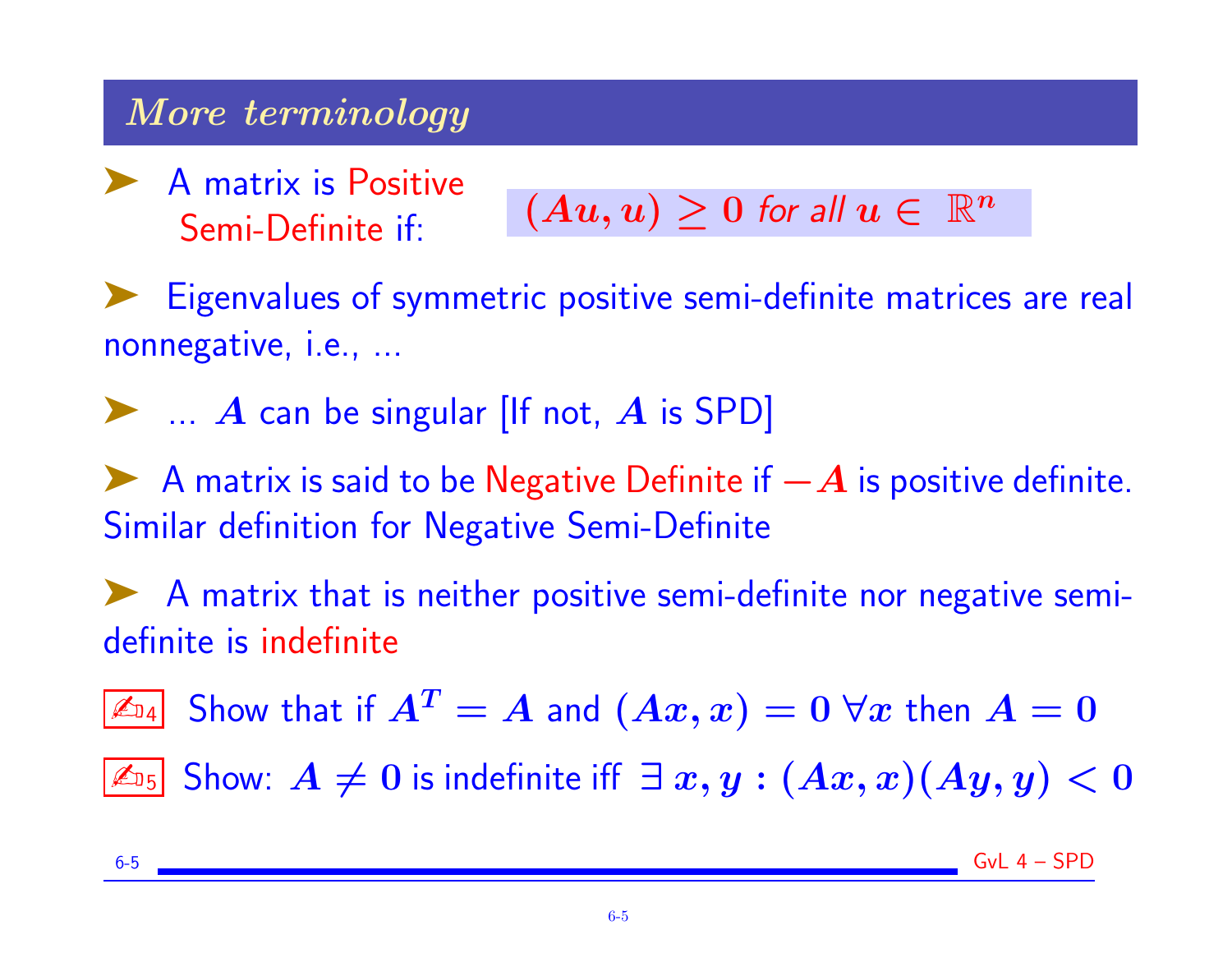## *More terminology*

- A matrix is Positive Semi-Definite if: $(Au, u) \geq 0$ *for all* $u \in \mathbb{R}^n$
- Eigenvalues of symmetric positive semi-definite matrices are real nonnegative, i.e., ...
- ... $A$ can be singular [If not, $A$ is SPD]
- A matrix is said to be Negative Definite if $-A$ is positive definite. Similar definition for Negative Semi-Definite
- A matrix that is neither positive semi-definite nor negative semi-definite is indefinite

✍4 Show that if $A^T = A$ and $(Ax, x) = 0 \; \forall x$ then $A = 0$

✍5 Show: $A \neq 0$ is indefinite iff $\exists \, x, y : (Ax, x)(Ay, y) < 0$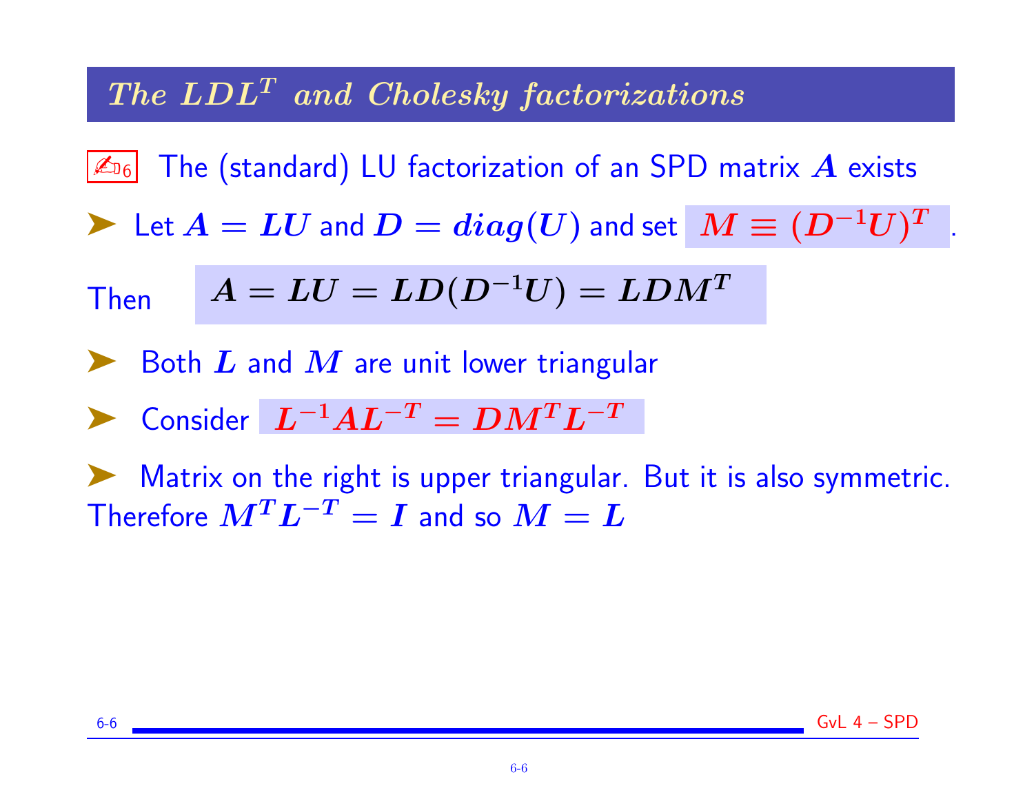# *The $LDL^T$ and Cholesky factorizations*

✍6 The (standard) LU factorization of an SPD matrix $A$ exists

➤ Let $A = LU$ and $D = diag(U)$ and set $M \equiv (D^{-1}U)^T$ .

Then $$A = LU = LD(D^{-1}U) = LDM^T$$

➤ Both $L$ and $M$ are unit lower triangular

➤ Consider $L^{-1}AL^{-T} = DM^TL^{-T}$

➤ Matrix on the right is upper triangular. But it is also symmetric. Therefore $M^TL^{-T} = I$ and so $M = L$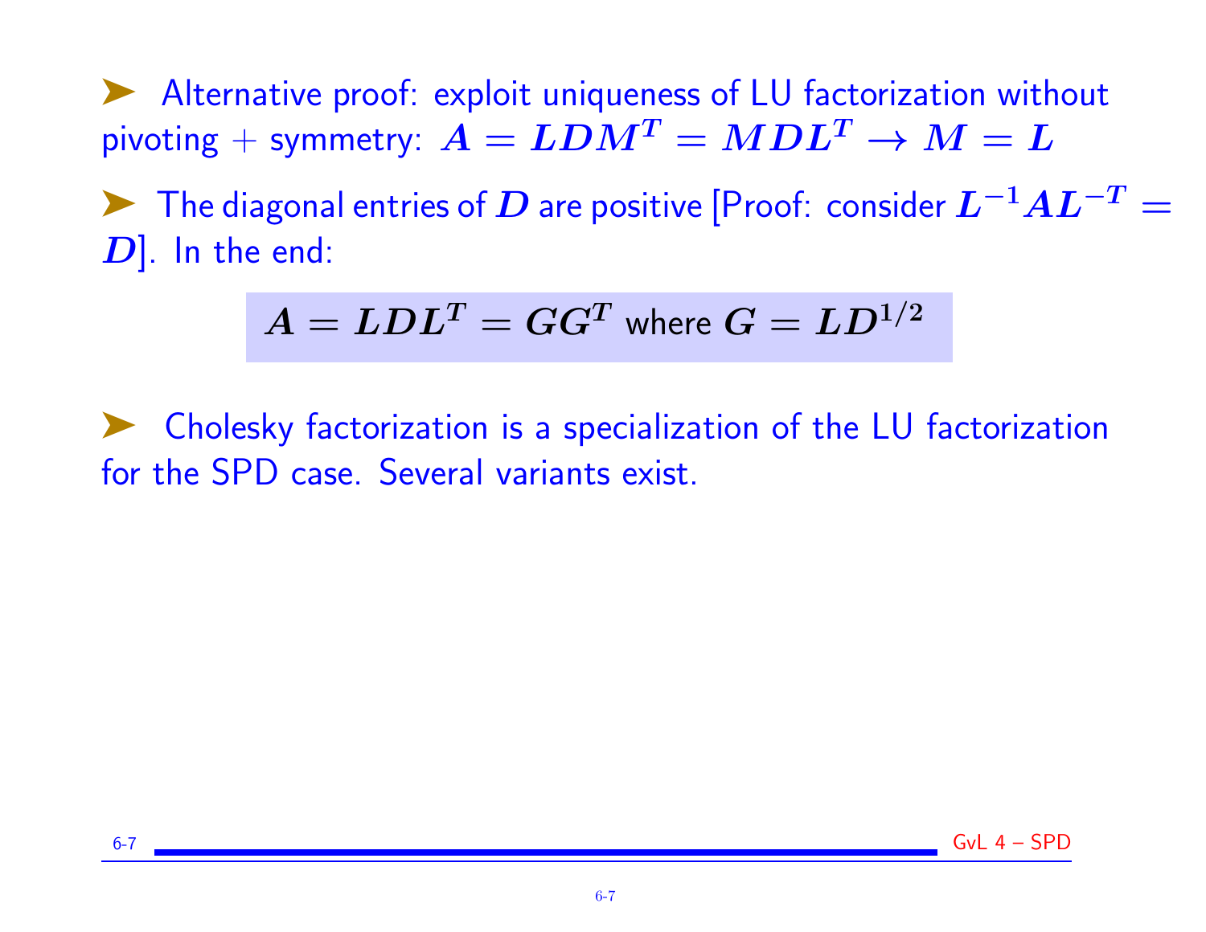- Alternative proof: exploit uniqueness of LU factorization without pivoting + symmetry: $A = LDM^T = MDL^T \rightarrow M = L$

- The diagonal entries of $D$ are positive [Proof: consider $L^{-1}AL^{-T} = D$]. In the end:

$$A = LDL^T = GG^T \text{ where } G = LD^{1/2}$$

- Cholesky factorization is a specialization of the LU factorization for the SPD case. Several variants exist.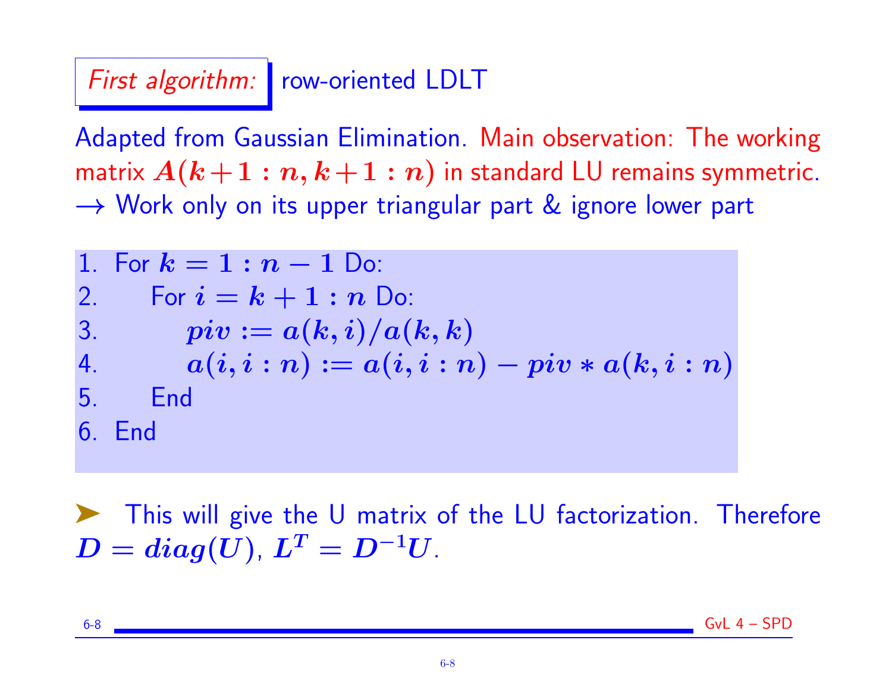## *First algorithm:* row-oriented LDLT

Adapted from Gaussian Elimination. Main observation: The working matrix $A(k+1:n, k+1:n)$ in standard LU remains symmetric. $\rightarrow$ Work only on its upper triangular part & ignore lower part

```
1. For k = 1 : n − 1 Do:
2.     For i = k + 1 : n Do:
3.         piv := a(k, i)/a(k, k)
4.         a(i, i : n) := a(i, i : n) − piv ∗ a(k, i : n)
5.     End
6. End
```

➤ This will give the U matrix of the LU factorization. Therefore $D = diag(U)$, $L^T = D^{-1}U$.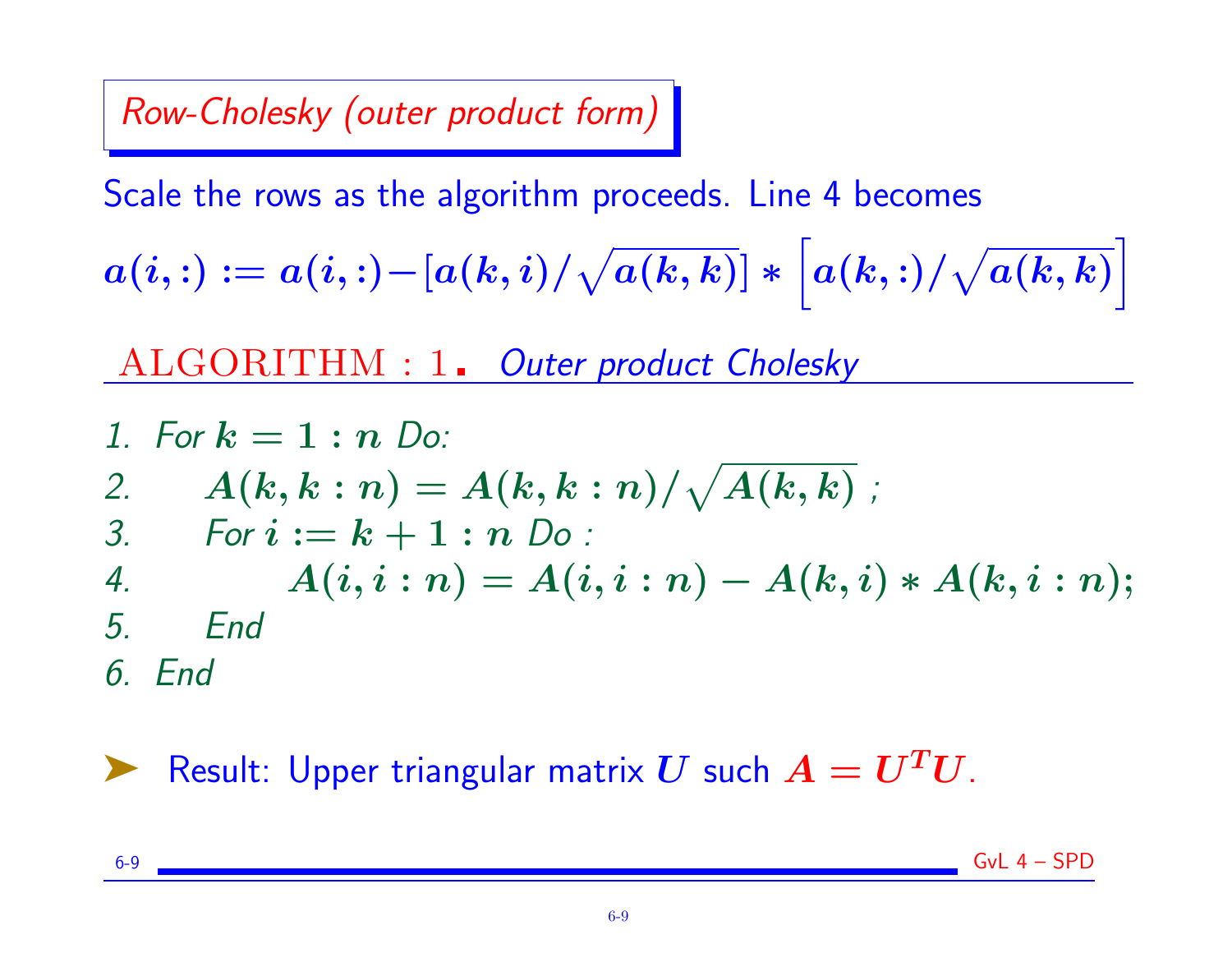## Row-Cholesky (outer product form)

Scale the rows as the algorithm proceeds. Line 4 becomes

$$a(i,:) := a(i,:) - [a(k,i)/\sqrt{a(k,k)}] * \left[a(k,:)/\sqrt{a(k,k)}\right]$$

**ALGORITHM : 1.** *Outer product Cholesky*

1. *For* $k = 1 : n$ *Do:*
2. $\quad A(k, k:n) = A(k, k:n)/\sqrt{A(k,k)}$ ;
3. $\quad$ *For* $i := k+1 : n$ *Do :*
4. $\quad\quad A(i, i:n) = A(i, i:n) - A(k,i) * A(k, i:n)$;
5. $\quad$ *End*
6. *End*

- Result: Upper triangular matrix $U$ such $A = U^T U$.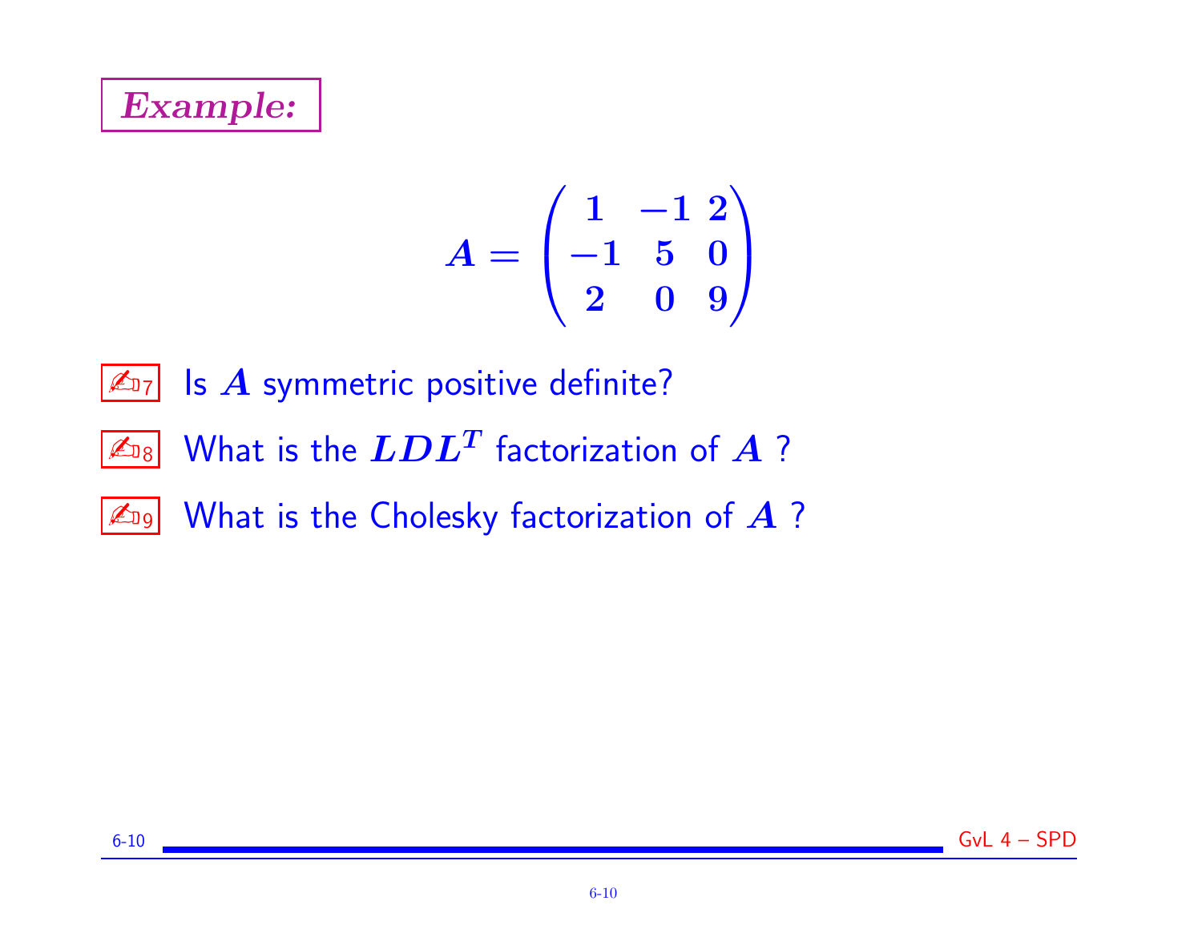## *Example:*

$$A = \begin{pmatrix} 1 & -1 & 2 \\ -1 & 5 & 0 \\ 2 & 0 & 9 \end{pmatrix}$$

✍7 Is $A$ symmetric positive definite?

✍8 What is the $LDL^T$ factorization of $A$ ?

✍9 What is the Cholesky factorization of $A$ ?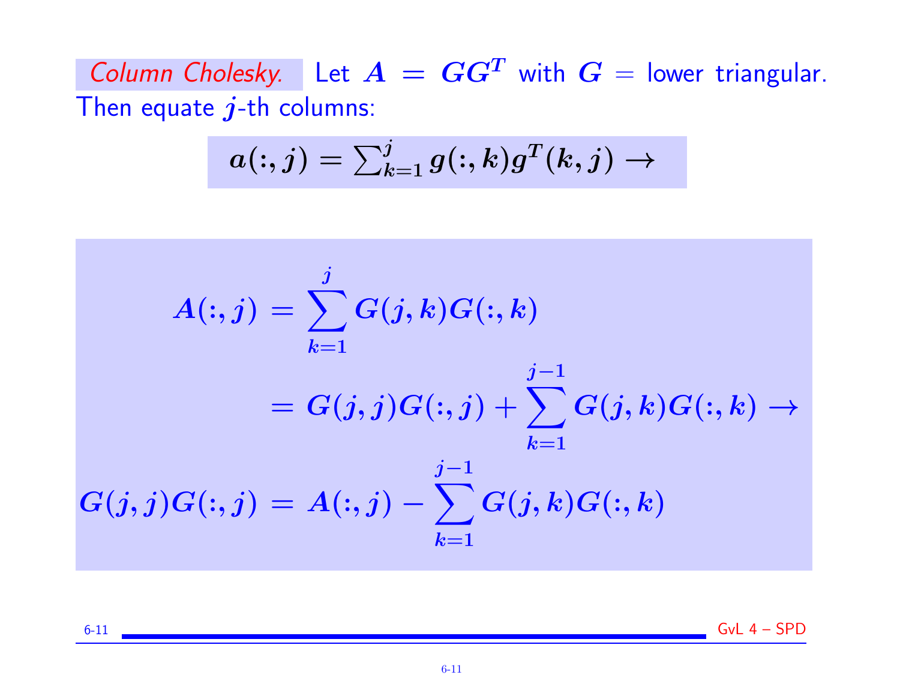*Column Cholesky.* Let $A = GG^T$ with $G$ = lower triangular. Then equate $j$-th columns:

$$a(:,j) = \sum_{k=1}^{j} g(:,k) g^T(k,j) \rightarrow$$

$$\begin{aligned}
A(:,j) &= \sum_{k=1}^{j} G(j,k) G(:,k) \\
&= G(j,j) G(:,j) + \sum_{k=1}^{j-1} G(j,k) G(:,k) \rightarrow \\
G(j,j) G(:,j) &= A(:,j) - \sum_{k=1}^{j-1} G(j,k) G(:,k)
\end{aligned}$$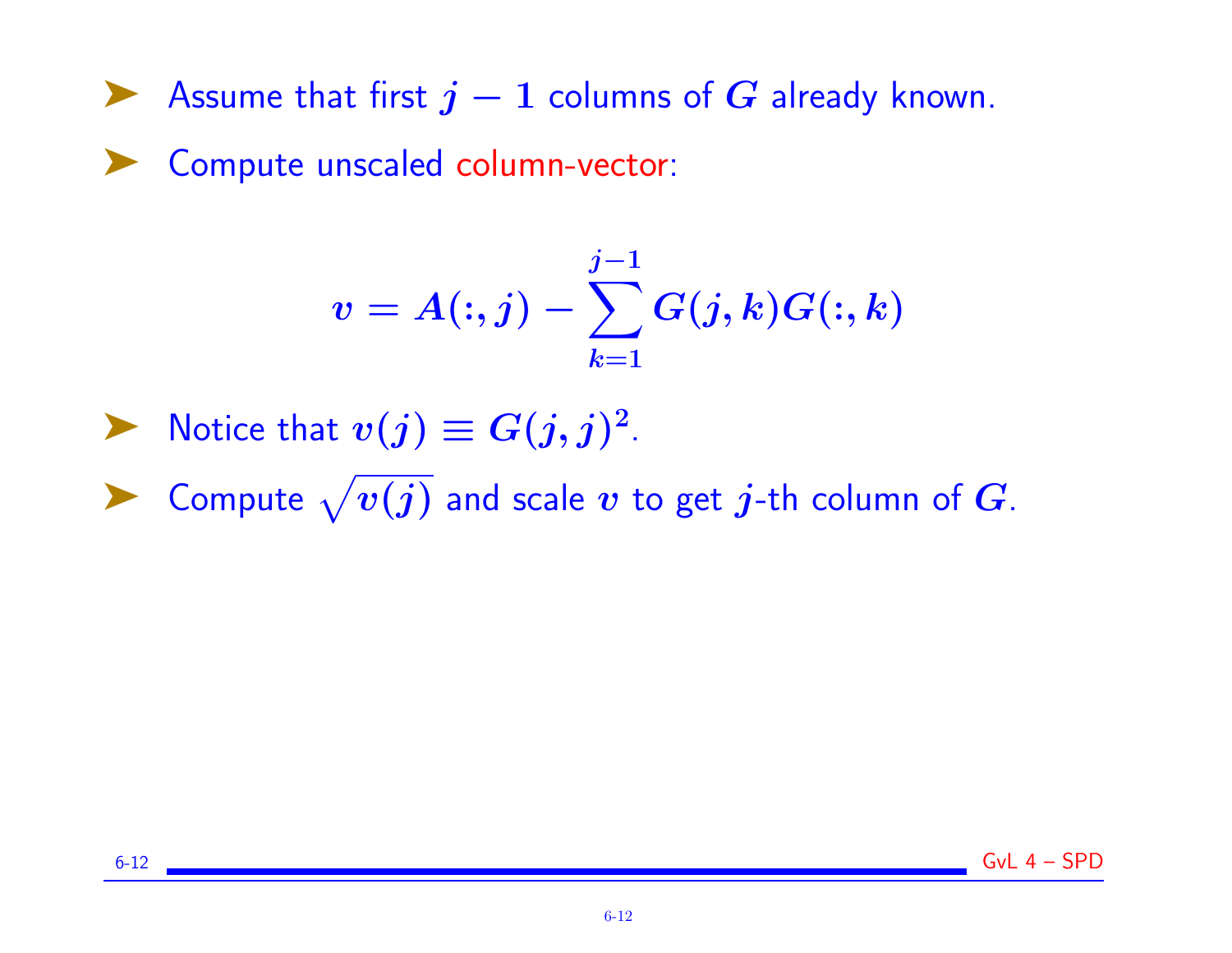- Assume that first $j-1$ columns of $G$ already known.
- Compute unscaled column-vector:

$$v = A(:,j) - \sum_{k=1}^{j-1} G(j,k)G(:,k)$$

- Notice that $v(j) \equiv G(j,j)^2$.
- Compute $\sqrt{v(j)}$ and scale $v$ to get $j$-th column of $G$.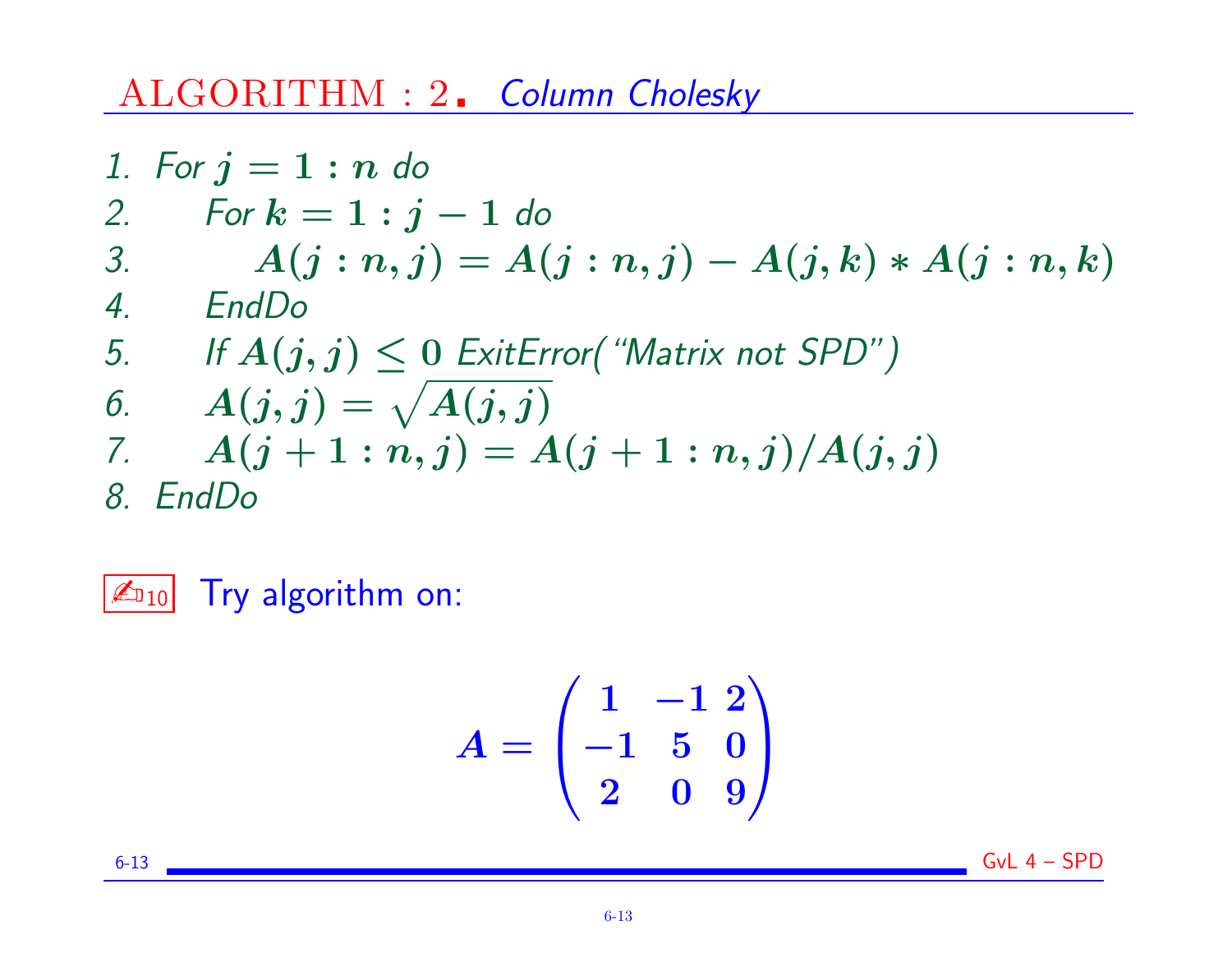## ALGORITHM : 2. *Column Cholesky*

1. For $j = 1 : n$ do
2. &nbsp;&nbsp;&nbsp;&nbsp;For $k = 1 : j - 1$ do
3. &nbsp;&nbsp;&nbsp;&nbsp;&nbsp;&nbsp;&nbsp;&nbsp;$A(j : n, j) = A(j : n, j) - A(j, k) * A(j : n, k)$
4. &nbsp;&nbsp;&nbsp;&nbsp;EndDo
5. &nbsp;&nbsp;&nbsp;&nbsp;If $A(j, j) \le 0$ ExitError("Matrix not SPD")
6. &nbsp;&nbsp;&nbsp;&nbsp;$A(j, j) = \sqrt{A(j, j)}$
7. &nbsp;&nbsp;&nbsp;&nbsp;$A(j + 1 : n, j) = A(j + 1 : n, j)/A(j, j)$
8. EndDo

✍10 Try algorithm on:

$$A = \begin{pmatrix} 1 & -1 & 2 \\ -1 & 5 & 0 \\ 2 & 0 & 9 \end{pmatrix}$$